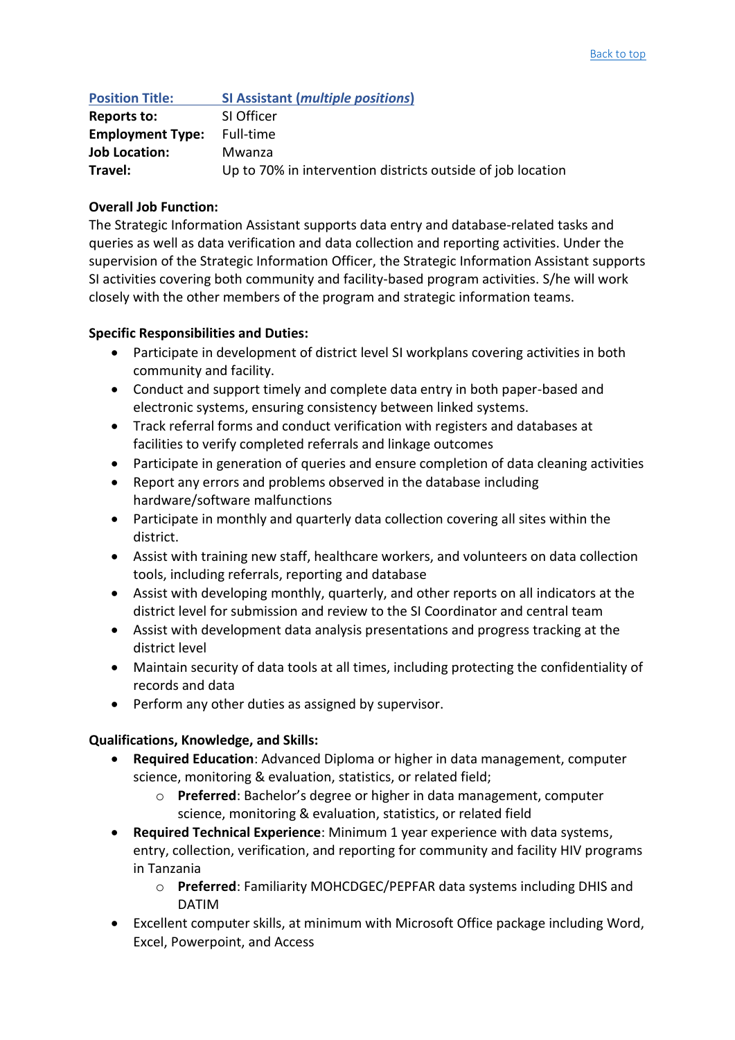[Back to top](#)

| | |
|---|---|
| **Position Title:** | **SI Assistant (*multiple positions*)** |
| **Reports to:** | SI Officer |
| **Employment Type:** | Full-time |
| **Job Location:** | Mwanza |
| **Travel:** | Up to 70% in intervention districts outside of job location |

**Overall Job Function:**

The Strategic Information Assistant supports data entry and database-related tasks and queries as well as data verification and data collection and reporting activities. Under the supervision of the Strategic Information Officer, the Strategic Information Assistant supports SI activities covering both community and facility-based program activities. S/he will work closely with the other members of the program and strategic information teams.

**Specific Responsibilities and Duties:**

- Participate in development of district level SI workplans covering activities in both community and facility.
- Conduct and support timely and complete data entry in both paper-based and electronic systems, ensuring consistency between linked systems.
- Track referral forms and conduct verification with registers and databases at facilities to verify completed referrals and linkage outcomes
- Participate in generation of queries and ensure completion of data cleaning activities
- Report any errors and problems observed in the database including hardware/software malfunctions
- Participate in monthly and quarterly data collection covering all sites within the district.
- Assist with training new staff, healthcare workers, and volunteers on data collection tools, including referrals, reporting and database
- Assist with developing monthly, quarterly, and other reports on all indicators at the district level for submission and review to the SI Coordinator and central team
- Assist with development data analysis presentations and progress tracking at the district level
- Maintain security of data tools at all times, including protecting the confidentiality of records and data
- Perform any other duties as assigned by supervisor.

**Qualifications, Knowledge, and Skills:**

- **Required Education**: Advanced Diploma or higher in data management, computer science, monitoring & evaluation, statistics, or related field;
  - **Preferred**: Bachelor's degree or higher in data management, computer science, monitoring & evaluation, statistics, or related field
- **Required Technical Experience**: Minimum 1 year experience with data systems, entry, collection, verification, and reporting for community and facility HIV programs in Tanzania
  - **Preferred**: Familiarity MOHCDGEC/PEPFAR data systems including DHIS and DATIM
- Excellent computer skills, at minimum with Microsoft Office package including Word, Excel, Powerpoint, and Access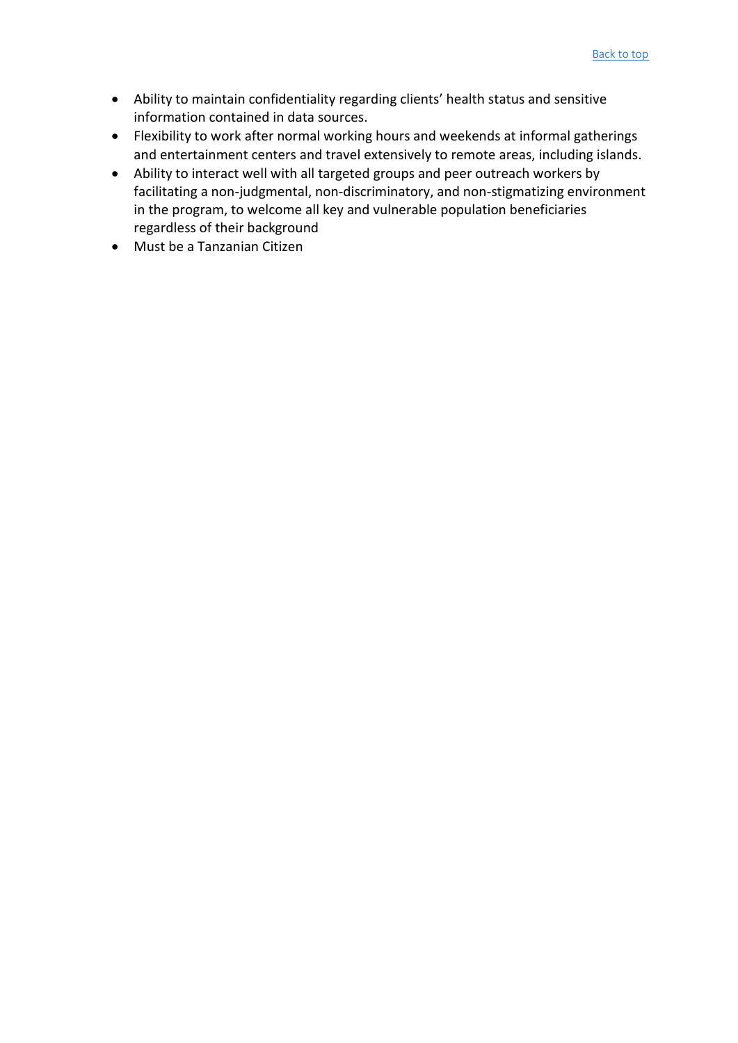Back to top

- Ability to maintain confidentiality regarding clients' health status and sensitive information contained in data sources.
- Flexibility to work after normal working hours and weekends at informal gatherings and entertainment centers and travel extensively to remote areas, including islands.
- Ability to interact well with all targeted groups and peer outreach workers by facilitating a non-judgmental, non-discriminatory, and non-stigmatizing environment in the program, to welcome all key and vulnerable population beneficiaries regardless of their background
- Must be a Tanzanian Citizen